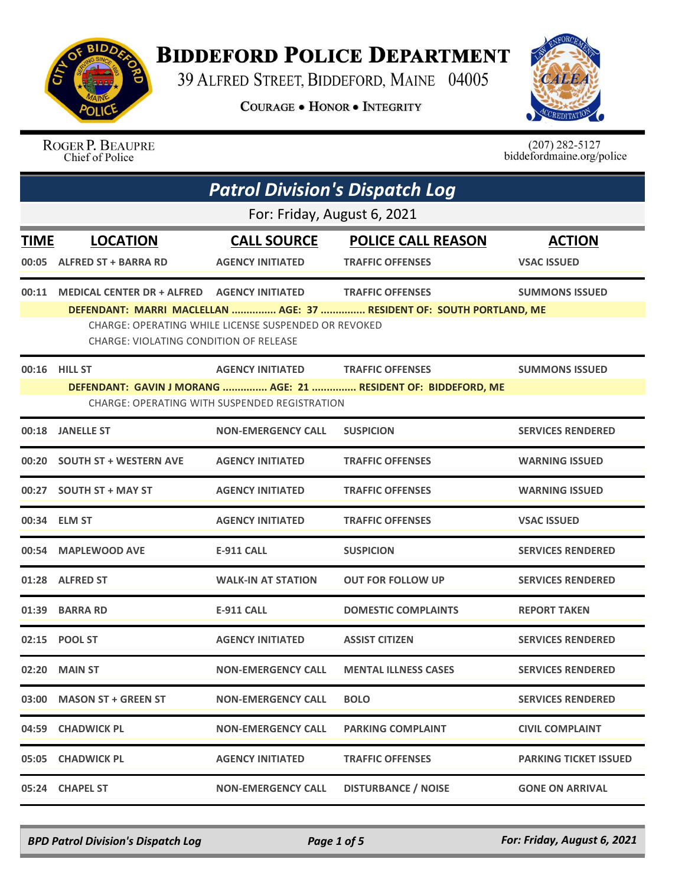# Biddeford Police Department

39 Alfred Street, Biddeford, Maine 04005

**Courage • Honor • Integrity**

Roger P. Beaupre
Chief of Police

(207) 282-5127
biddefordmaine.org/police

## *Patrol Division's Dispatch Log*

For: Friday, August 6, 2021

| TIME | LOCATION | CALL SOURCE | POLICE CALL REASON | ACTION |
|---|---|---|---|---|
| 00:05 | ALFRED ST + BARRA RD | AGENCY INITIATED | TRAFFIC OFFENSES | VSAC ISSUED |
| 00:11 | MEDICAL CENTER DR + ALFRED | AGENCY INITIATED | TRAFFIC OFFENSES | SUMMONS ISSUED |
| | DEFENDANT: MARRI MACLELLAN ............... AGE: 37 ............... RESIDENT OF: SOUTH PORTLAND, ME<br>CHARGE: OPERATING WHILE LICENSE SUSPENDED OR REVOKED<br>CHARGE: VIOLATING CONDITION OF RELEASE | | | |
| 00:16 | HILL ST | AGENCY INITIATED | TRAFFIC OFFENSES | SUMMONS ISSUED |
| | DEFENDANT: GAVIN J MORANG ............... AGE: 21 ............... RESIDENT OF: BIDDEFORD, ME<br>CHARGE: OPERATING WITH SUSPENDED REGISTRATION | | | |
| 00:18 | JANELLE ST | NON-EMERGENCY CALL | SUSPICION | SERVICES RENDERED |
| 00:20 | SOUTH ST + WESTERN AVE | AGENCY INITIATED | TRAFFIC OFFENSES | WARNING ISSUED |
| 00:27 | SOUTH ST + MAY ST | AGENCY INITIATED | TRAFFIC OFFENSES | WARNING ISSUED |
| 00:34 | ELM ST | AGENCY INITIATED | TRAFFIC OFFENSES | VSAC ISSUED |
| 00:54 | MAPLEWOOD AVE | E-911 CALL | SUSPICION | SERVICES RENDERED |
| 01:28 | ALFRED ST | WALK-IN AT STATION | OUT FOR FOLLOW UP | SERVICES RENDERED |
| 01:39 | BARRA RD | E-911 CALL | DOMESTIC COMPLAINTS | REPORT TAKEN |
| 02:15 | POOL ST | AGENCY INITIATED | ASSIST CITIZEN | SERVICES RENDERED |
| 02:20 | MAIN ST | NON-EMERGENCY CALL | MENTAL ILLNESS CASES | SERVICES RENDERED |
| 03:00 | MASON ST + GREEN ST | NON-EMERGENCY CALL | BOLO | SERVICES RENDERED |
| 04:59 | CHADWICK PL | NON-EMERGENCY CALL | PARKING COMPLAINT | CIVIL COMPLAINT |
| 05:05 | CHADWICK PL | AGENCY INITIATED | TRAFFIC OFFENSES | PARKING TICKET ISSUED |
| 05:24 | CHAPEL ST | NON-EMERGENCY CALL | DISTURBANCE / NOISE | GONE ON ARRIVAL |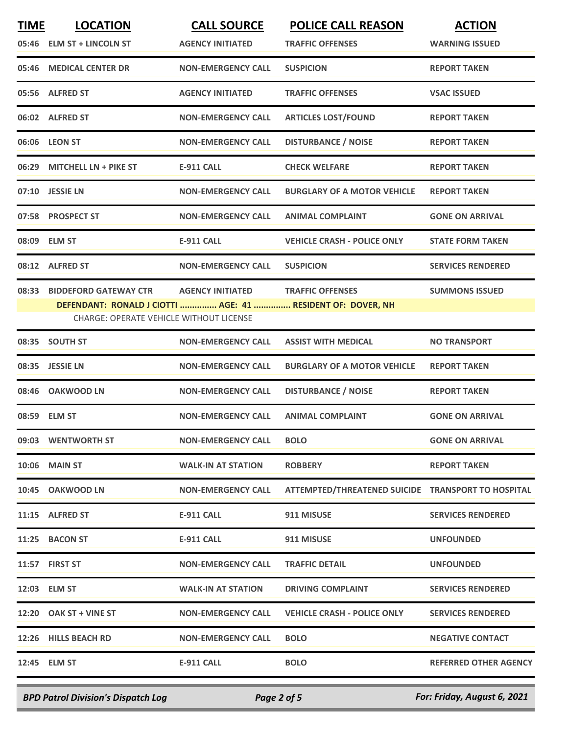| TIME | LOCATION | CALL SOURCE | POLICE CALL REASON | ACTION |
|---|---|---|---|---|
| 05:46 | ELM ST + LINCOLN ST | AGENCY INITIATED | TRAFFIC OFFENSES | WARNING ISSUED |
| 05:46 | MEDICAL CENTER DR | NON-EMERGENCY CALL | SUSPICION | REPORT TAKEN |
| 05:56 | ALFRED ST | AGENCY INITIATED | TRAFFIC OFFENSES | VSAC ISSUED |
| 06:02 | ALFRED ST | NON-EMERGENCY CALL | ARTICLES LOST/FOUND | REPORT TAKEN |
| 06:06 | LEON ST | NON-EMERGENCY CALL | DISTURBANCE / NOISE | REPORT TAKEN |
| 06:29 | MITCHELL LN + PIKE ST | E-911 CALL | CHECK WELFARE | REPORT TAKEN |
| 07:10 | JESSIE LN | NON-EMERGENCY CALL | BURGLARY OF A MOTOR VEHICLE | REPORT TAKEN |
| 07:58 | PROSPECT ST | NON-EMERGENCY CALL | ANIMAL COMPLAINT | GONE ON ARRIVAL |
| 08:09 | ELM ST | E-911 CALL | VEHICLE CRASH - POLICE ONLY | STATE FORM TAKEN |
| 08:12 | ALFRED ST | NON-EMERGENCY CALL | SUSPICION | SERVICES RENDERED |
| 08:33 | BIDDEFORD GATEWAY CTR | AGENCY INITIATED | TRAFFIC OFFENSES | SUMMONS ISSUED |

**DEFENDANT: RONALD J CIOTTI ............... AGE: 41 ............... RESIDENT OF: DOVER, NH**

CHARGE: OPERATE VEHICLE WITHOUT LICENSE

| TIME | LOCATION | CALL SOURCE | POLICE CALL REASON | ACTION |
|---|---|---|---|---|
| 08:35 | SOUTH ST | NON-EMERGENCY CALL | ASSIST WITH MEDICAL | NO TRANSPORT |
| 08:35 | JESSIE LN | NON-EMERGENCY CALL | BURGLARY OF A MOTOR VEHICLE | REPORT TAKEN |
| 08:46 | OAKWOOD LN | NON-EMERGENCY CALL | DISTURBANCE / NOISE | REPORT TAKEN |
| 08:59 | ELM ST | NON-EMERGENCY CALL | ANIMAL COMPLAINT | GONE ON ARRIVAL |
| 09:03 | WENTWORTH ST | NON-EMERGENCY CALL | BOLO | GONE ON ARRIVAL |
| 10:06 | MAIN ST | WALK-IN AT STATION | ROBBERY | REPORT TAKEN |
| 10:45 | OAKWOOD LN | NON-EMERGENCY CALL | ATTEMPTED/THREATENED SUICIDE | TRANSPORT TO HOSPITAL |
| 11:15 | ALFRED ST | E-911 CALL | 911 MISUSE | SERVICES RENDERED |
| 11:25 | BACON ST | E-911 CALL | 911 MISUSE | UNFOUNDED |
| 11:57 | FIRST ST | NON-EMERGENCY CALL | TRAFFIC DETAIL | UNFOUNDED |
| 12:03 | ELM ST | WALK-IN AT STATION | DRIVING COMPLAINT | SERVICES RENDERED |
| 12:20 | OAK ST + VINE ST | NON-EMERGENCY CALL | VEHICLE CRASH - POLICE ONLY | SERVICES RENDERED |
| 12:26 | HILLS BEACH RD | NON-EMERGENCY CALL | BOLO | NEGATIVE CONTACT |
| 12:45 | ELM ST | E-911 CALL | BOLO | REFERRED OTHER AGENCY |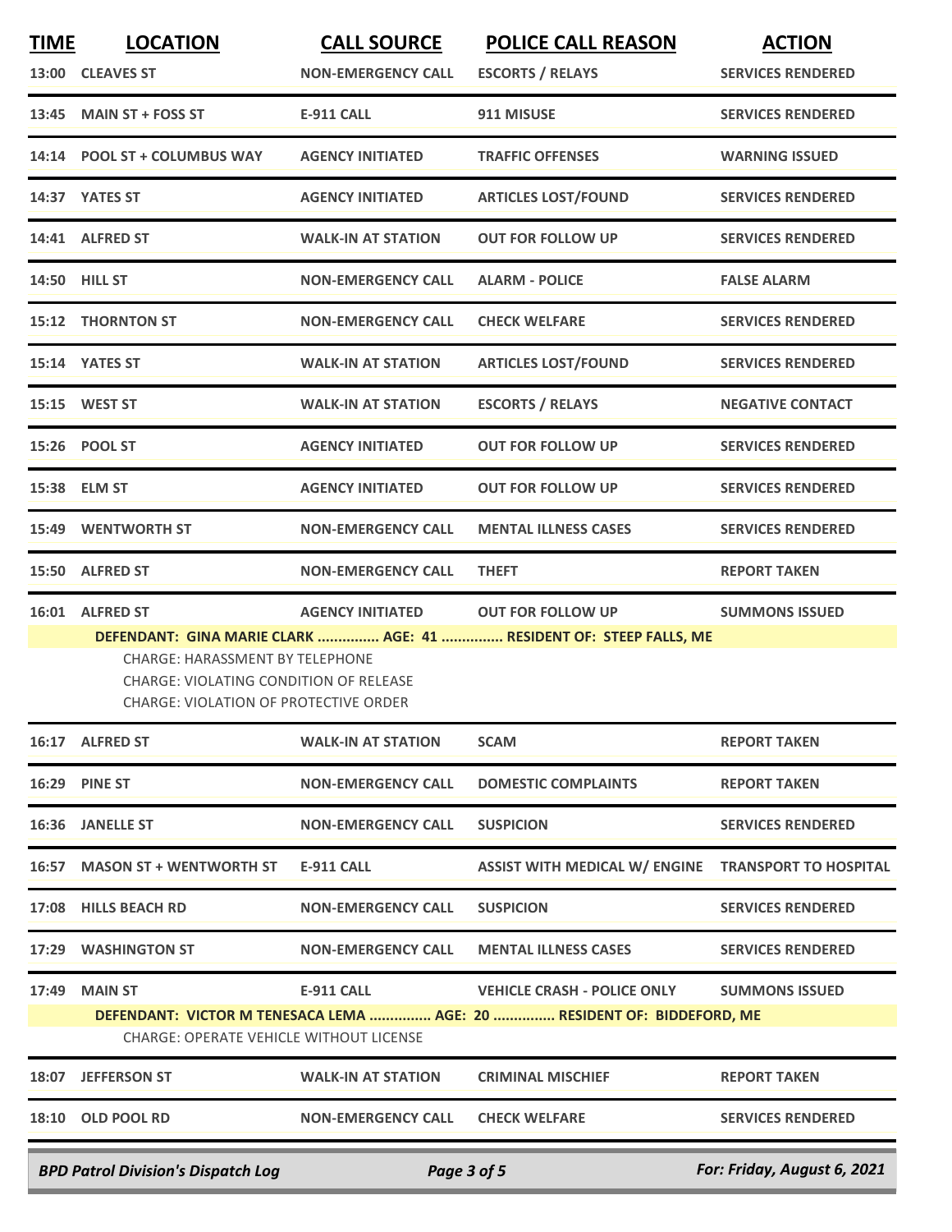| TIME | LOCATION | CALL SOURCE | POLICE CALL REASON | ACTION |
|---|---|---|---|---|
| 13:00 | CLEAVES ST | NON-EMERGENCY CALL | ESCORTS / RELAYS | SERVICES RENDERED |
| 13:45 | MAIN ST + FOSS ST | E-911 CALL | 911 MISUSE | SERVICES RENDERED |
| 14:14 | POOL ST + COLUMBUS WAY | AGENCY INITIATED | TRAFFIC OFFENSES | WARNING ISSUED |
| 14:37 | YATES ST | AGENCY INITIATED | ARTICLES LOST/FOUND | SERVICES RENDERED |
| 14:41 | ALFRED ST | WALK-IN AT STATION | OUT FOR FOLLOW UP | SERVICES RENDERED |
| 14:50 | HILL ST | NON-EMERGENCY CALL | ALARM - POLICE | FALSE ALARM |
| 15:12 | THORNTON ST | NON-EMERGENCY CALL | CHECK WELFARE | SERVICES RENDERED |
| 15:14 | YATES ST | WALK-IN AT STATION | ARTICLES LOST/FOUND | SERVICES RENDERED |
| 15:15 | WEST ST | WALK-IN AT STATION | ESCORTS / RELAYS | NEGATIVE CONTACT |
| 15:26 | POOL ST | AGENCY INITIATED | OUT FOR FOLLOW UP | SERVICES RENDERED |
| 15:38 | ELM ST | AGENCY INITIATED | OUT FOR FOLLOW UP | SERVICES RENDERED |
| 15:49 | WENTWORTH ST | NON-EMERGENCY CALL | MENTAL ILLNESS CASES | SERVICES RENDERED |
| 15:50 | ALFRED ST | NON-EMERGENCY CALL | THEFT | REPORT TAKEN |
| 16:01 | ALFRED ST | AGENCY INITIATED | OUT FOR FOLLOW UP | SUMMONS ISSUED |

**DEFENDANT: GINA MARIE CLARK ............... AGE: 41 ............... RESIDENT OF: STEEP FALLS, ME**

CHARGE: HARASSMENT BY TELEPHONE
CHARGE: VIOLATING CONDITION OF RELEASE
CHARGE: VIOLATION OF PROTECTIVE ORDER

| TIME | LOCATION | CALL SOURCE | POLICE CALL REASON | ACTION |
|---|---|---|---|---|
| 16:17 | ALFRED ST | WALK-IN AT STATION | SCAM | REPORT TAKEN |
| 16:29 | PINE ST | NON-EMERGENCY CALL | DOMESTIC COMPLAINTS | REPORT TAKEN |
| 16:36 | JANELLE ST | NON-EMERGENCY CALL | SUSPICION | SERVICES RENDERED |
| 16:57 | MASON ST + WENTWORTH ST | E-911 CALL | ASSIST WITH MEDICAL W/ ENGINE | TRANSPORT TO HOSPITAL |
| 17:08 | HILLS BEACH RD | NON-EMERGENCY CALL | SUSPICION | SERVICES RENDERED |
| 17:29 | WASHINGTON ST | NON-EMERGENCY CALL | MENTAL ILLNESS CASES | SERVICES RENDERED |
| 17:49 | MAIN ST | E-911 CALL | VEHICLE CRASH - POLICE ONLY | SUMMONS ISSUED |

**DEFENDANT: VICTOR M TENESACA LEMA ............... AGE: 20 ............... RESIDENT OF: BIDDEFORD, ME**

CHARGE: OPERATE VEHICLE WITHOUT LICENSE

| TIME | LOCATION | CALL SOURCE | POLICE CALL REASON | ACTION |
|---|---|---|---|---|
| 18:07 | JEFFERSON ST | WALK-IN AT STATION | CRIMINAL MISCHIEF | REPORT TAKEN |
| 18:10 | OLD POOL RD | NON-EMERGENCY CALL | CHECK WELFARE | SERVICES RENDERED |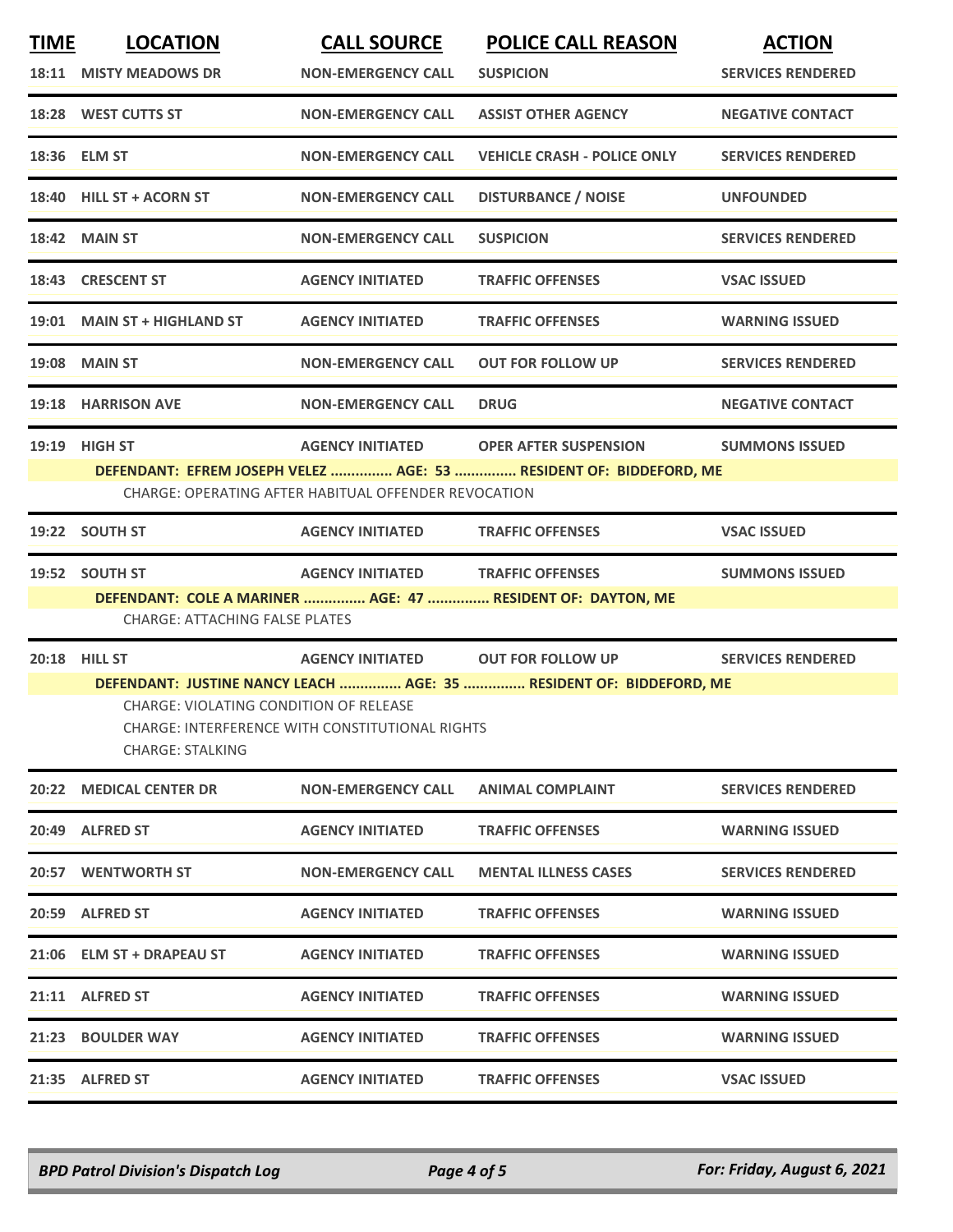| TIME | LOCATION | CALL SOURCE | POLICE CALL REASON | ACTION |
|---|---|---|---|---|
| 18:11 | MISTY MEADOWS DR | NON-EMERGENCY CALL | SUSPICION | SERVICES RENDERED |
| 18:28 | WEST CUTTS ST | NON-EMERGENCY CALL | ASSIST OTHER AGENCY | NEGATIVE CONTACT |
| 18:36 | ELM ST | NON-EMERGENCY CALL | VEHICLE CRASH - POLICE ONLY | SERVICES RENDERED |
| 18:40 | HILL ST + ACORN ST | NON-EMERGENCY CALL | DISTURBANCE / NOISE | UNFOUNDED |
| 18:42 | MAIN ST | NON-EMERGENCY CALL | SUSPICION | SERVICES RENDERED |
| 18:43 | CRESCENT ST | AGENCY INITIATED | TRAFFIC OFFENSES | VSAC ISSUED |
| 19:01 | MAIN ST + HIGHLAND ST | AGENCY INITIATED | TRAFFIC OFFENSES | WARNING ISSUED |
| 19:08 | MAIN ST | NON-EMERGENCY CALL | OUT FOR FOLLOW UP | SERVICES RENDERED |
| 19:18 | HARRISON AVE | NON-EMERGENCY CALL | DRUG | NEGATIVE CONTACT |
| 19:19 | HIGH ST | AGENCY INITIATED | OPER AFTER SUSPENSION | SUMMONS ISSUED |

**DEFENDANT: EFREM JOSEPH VELEZ ............... AGE: 53 ............... RESIDENT OF: BIDDEFORD, ME**

CHARGE: OPERATING AFTER HABITUAL OFFENDER REVOCATION

| TIME | LOCATION | CALL SOURCE | POLICE CALL REASON | ACTION |
|---|---|---|---|---|
| 19:22 | SOUTH ST | AGENCY INITIATED | TRAFFIC OFFENSES | VSAC ISSUED |
| 19:52 | SOUTH ST | AGENCY INITIATED | TRAFFIC OFFENSES | SUMMONS ISSUED |

**DEFENDANT: COLE A MARINER ............... AGE: 47 ............... RESIDENT OF: DAYTON, ME**

CHARGE: ATTACHING FALSE PLATES

| TIME | LOCATION | CALL SOURCE | POLICE CALL REASON | ACTION |
|---|---|---|---|---|
| 20:18 | HILL ST | AGENCY INITIATED | OUT FOR FOLLOW UP | SERVICES RENDERED |

**DEFENDANT: JUSTINE NANCY LEACH ............... AGE: 35 ............... RESIDENT OF: BIDDEFORD, ME**

CHARGE: VIOLATING CONDITION OF RELEASE
CHARGE: INTERFERENCE WITH CONSTITUTIONAL RIGHTS
CHARGE: STALKING

| TIME | LOCATION | CALL SOURCE | POLICE CALL REASON | ACTION |
|---|---|---|---|---|
| 20:22 | MEDICAL CENTER DR | NON-EMERGENCY CALL | ANIMAL COMPLAINT | SERVICES RENDERED |
| 20:49 | ALFRED ST | AGENCY INITIATED | TRAFFIC OFFENSES | WARNING ISSUED |
| 20:57 | WENTWORTH ST | NON-EMERGENCY CALL | MENTAL ILLNESS CASES | SERVICES RENDERED |
| 20:59 | ALFRED ST | AGENCY INITIATED | TRAFFIC OFFENSES | WARNING ISSUED |
| 21:06 | ELM ST + DRAPEAU ST | AGENCY INITIATED | TRAFFIC OFFENSES | WARNING ISSUED |
| 21:11 | ALFRED ST | AGENCY INITIATED | TRAFFIC OFFENSES | WARNING ISSUED |
| 21:23 | BOULDER WAY | AGENCY INITIATED | TRAFFIC OFFENSES | WARNING ISSUED |
| 21:35 | ALFRED ST | AGENCY INITIATED | TRAFFIC OFFENSES | VSAC ISSUED |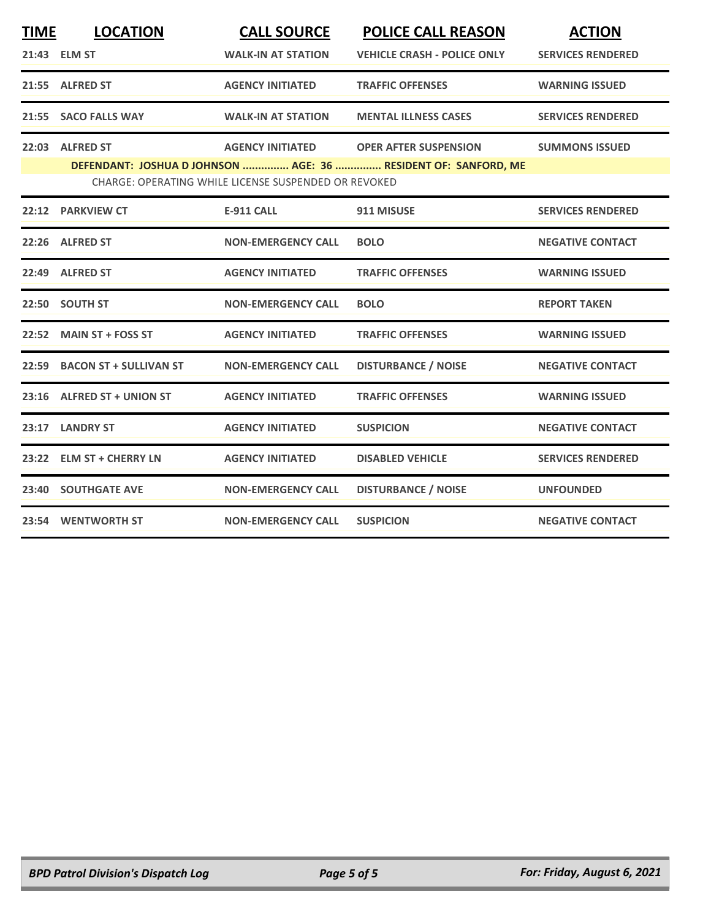| TIME | LOCATION | CALL SOURCE | POLICE CALL REASON | ACTION |
|---|---|---|---|---|
| 21:43 | ELM ST | WALK-IN AT STATION | VEHICLE CRASH - POLICE ONLY | SERVICES RENDERED |
| 21:55 | ALFRED ST | AGENCY INITIATED | TRAFFIC OFFENSES | WARNING ISSUED |
| 21:55 | SACO FALLS WAY | WALK-IN AT STATION | MENTAL ILLNESS CASES | SERVICES RENDERED |
| 22:03 | ALFRED ST | AGENCY INITIATED | OPER AFTER SUSPENSION | SUMMONS ISSUED |
| | DEFENDANT: JOSHUA D JOHNSON ............... AGE: 36 ............... RESIDENT OF: SANFORD, ME | | | |
| | CHARGE: OPERATING WHILE LICENSE SUSPENDED OR REVOKED | | | |
| 22:12 | PARKVIEW CT | E-911 CALL | 911 MISUSE | SERVICES RENDERED |
| 22:26 | ALFRED ST | NON-EMERGENCY CALL | BOLO | NEGATIVE CONTACT |
| 22:49 | ALFRED ST | AGENCY INITIATED | TRAFFIC OFFENSES | WARNING ISSUED |
| 22:50 | SOUTH ST | NON-EMERGENCY CALL | BOLO | REPORT TAKEN |
| 22:52 | MAIN ST + FOSS ST | AGENCY INITIATED | TRAFFIC OFFENSES | WARNING ISSUED |
| 22:59 | BACON ST + SULLIVAN ST | NON-EMERGENCY CALL | DISTURBANCE / NOISE | NEGATIVE CONTACT |
| 23:16 | ALFRED ST + UNION ST | AGENCY INITIATED | TRAFFIC OFFENSES | WARNING ISSUED |
| 23:17 | LANDRY ST | AGENCY INITIATED | SUSPICION | NEGATIVE CONTACT |
| 23:22 | ELM ST + CHERRY LN | AGENCY INITIATED | DISABLED VEHICLE | SERVICES RENDERED |
| 23:40 | SOUTHGATE AVE | NON-EMERGENCY CALL | DISTURBANCE / NOISE | UNFOUNDED |
| 23:54 | WENTWORTH ST | NON-EMERGENCY CALL | SUSPICION | NEGATIVE CONTACT |